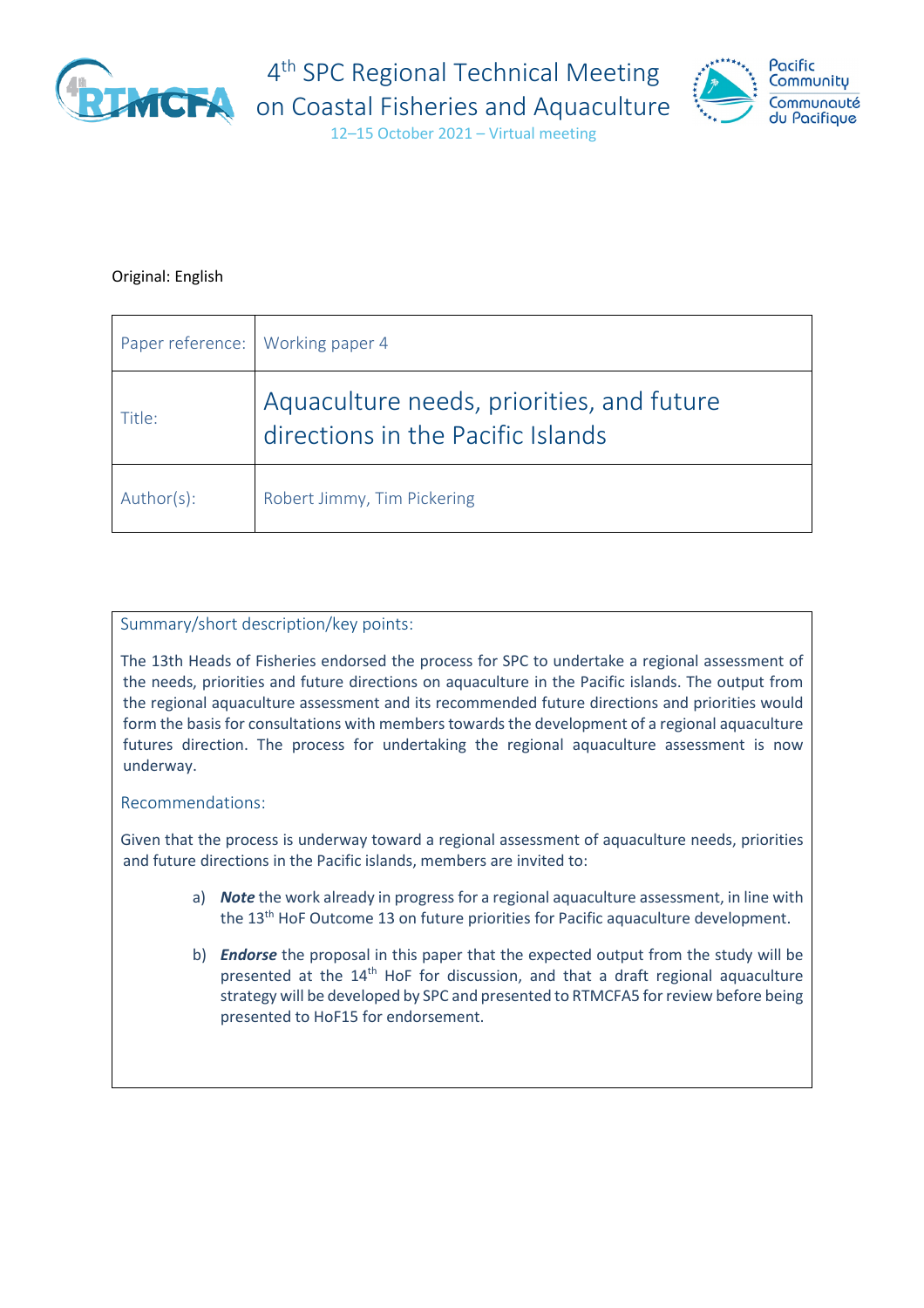# 4th SPC Regional Technical Meeting on Coastal Fisheries and Aquaculture

12–15 October 2021 – Virtual meeting

Original: English

| Paper reference: | Working paper 4 |
|---|---|
| Title: | Aquaculture needs, priorities, and future directions in the Pacific Islands |
| Author(s): | Robert Jimmy, Tim Pickering |

## Summary/short description/key points:

The 13th Heads of Fisheries endorsed the process for SPC to undertake a regional assessment of the needs, priorities and future directions on aquaculture in the Pacific islands. The output from the regional aquaculture assessment and its recommended future directions and priorities would form the basis for consultations with members towards the development of a regional aquaculture futures direction. The process for undertaking the regional aquaculture assessment is now underway.

## Recommendations:

Given that the process is underway toward a regional assessment of aquaculture needs, priorities and future directions in the Pacific islands, members are invited to:

a) ***Note*** the work already in progress for a regional aquaculture assessment, in line with the 13th HoF Outcome 13 on future priorities for Pacific aquaculture development.

b) ***Endorse*** the proposal in this paper that the expected output from the study will be presented at the 14th HoF for discussion, and that a draft regional aquaculture strategy will be developed by SPC and presented to RTMCFA5 for review before being presented to HoF15 for endorsement.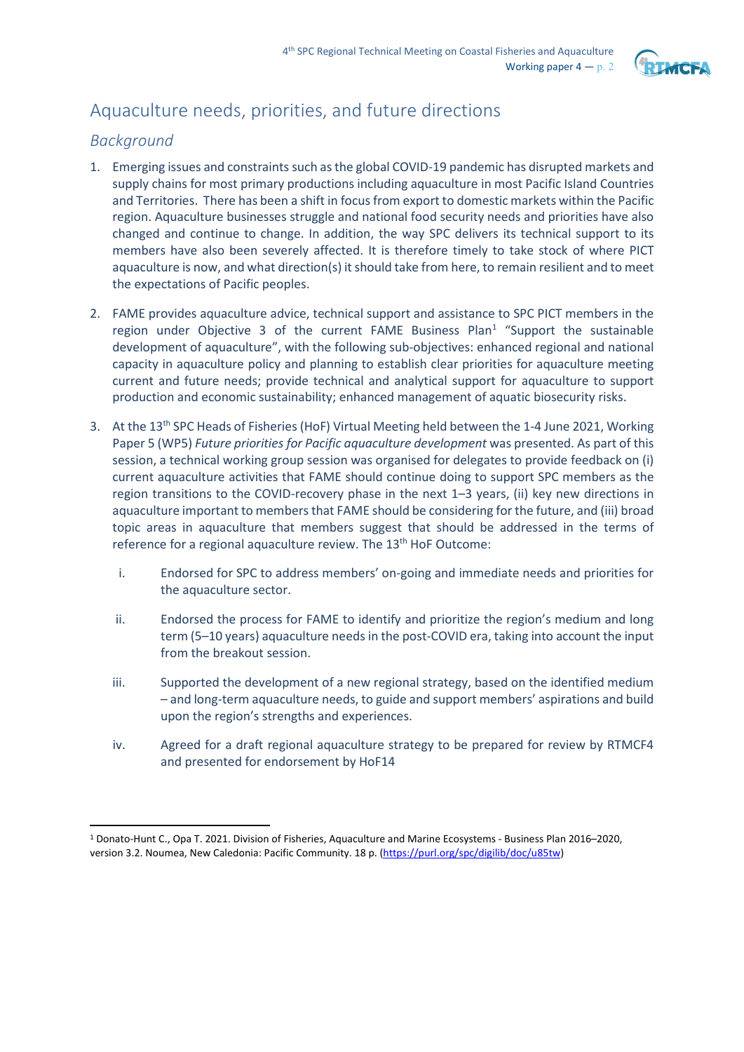# Aquaculture needs, priorities, and future directions

## *Background*

1. Emerging issues and constraints such as the global COVID-19 pandemic has disrupted markets and supply chains for most primary productions including aquaculture in most Pacific Island Countries and Territories. There has been a shift in focus from export to domestic markets within the Pacific region. Aquaculture businesses struggle and national food security needs and priorities have also changed and continue to change. In addition, the way SPC delivers its technical support to its members have also been severely affected. It is therefore timely to take stock of where PICT aquaculture is now, and what direction(s) it should take from here, to remain resilient and to meet the expectations of Pacific peoples.

2. FAME provides aquaculture advice, technical support and assistance to SPC PICT members in the region under Objective 3 of the current FAME Business Plan[1] "Support the sustainable development of aquaculture", with the following sub-objectives: enhanced regional and national capacity in aquaculture policy and planning to establish clear priorities for aquaculture meeting current and future needs; provide technical and analytical support for aquaculture to support production and economic sustainability; enhanced management of aquatic biosecurity risks.

3. At the 13th SPC Heads of Fisheries (HoF) Virtual Meeting held between the 1-4 June 2021, Working Paper 5 (WP5) *Future priorities for Pacific aquaculture development* was presented. As part of this session, a technical working group session was organised for delegates to provide feedback on (i) current aquaculture activities that FAME should continue doing to support SPC members as the region transitions to the COVID-recovery phase in the next 1–3 years, (ii) key new directions in aquaculture important to members that FAME should be considering for the future, and (iii) broad topic areas in aquaculture that members suggest that should be addressed in the terms of reference for a regional aquaculture review. The 13th HoF Outcome:

   i. Endorsed for SPC to address members' on-going and immediate needs and priorities for the aquaculture sector.

   ii. Endorsed the process for FAME to identify and prioritize the region's medium and long term (5–10 years) aquaculture needs in the post-COVID era, taking into account the input from the breakout session.

   iii. Supported the development of a new regional strategy, based on the identified medium – and long-term aquaculture needs, to guide and support members' aspirations and build upon the region's strengths and experiences.

   iv. Agreed for a draft regional aquaculture strategy to be prepared for review by RTMCF4 and presented for endorsement by HoF14

---

[1] Donato-Hunt C., Opa T. 2021. Division of Fisheries, Aquaculture and Marine Ecosystems - Business Plan 2016–2020, version 3.2. Noumea, New Caledonia: Pacific Community. 18 p. (https://purl.org/spc/digilib/doc/u85tw)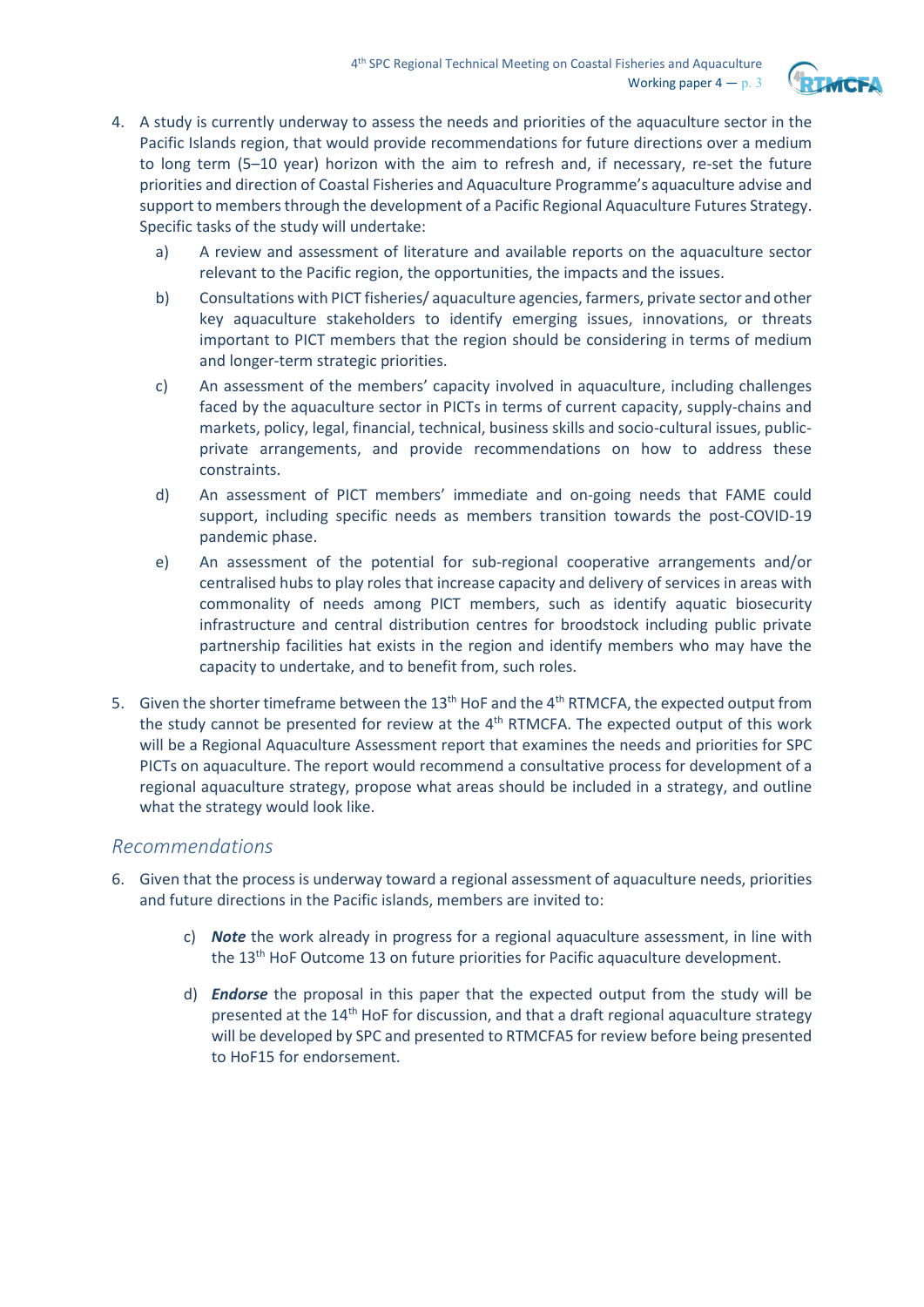4. A study is currently underway to assess the needs and priorities of the aquaculture sector in the Pacific Islands region, that would provide recommendations for future directions over a medium to long term (5–10 year) horizon with the aim to refresh and, if necessary, re-set the future priorities and direction of Coastal Fisheries and Aquaculture Programme's aquaculture advise and support to members through the development of a Pacific Regional Aquaculture Futures Strategy. Specific tasks of the study will undertake:

   a) A review and assessment of literature and available reports on the aquaculture sector relevant to the Pacific region, the opportunities, the impacts and the issues.

   b) Consultations with PICT fisheries/ aquaculture agencies, farmers, private sector and other key aquaculture stakeholders to identify emerging issues, innovations, or threats important to PICT members that the region should be considering in terms of medium and longer-term strategic priorities.

   c) An assessment of the members' capacity involved in aquaculture, including challenges faced by the aquaculture sector in PICTs in terms of current capacity, supply-chains and markets, policy, legal, financial, technical, business skills and socio-cultural issues, public-private arrangements, and provide recommendations on how to address these constraints.

   d) An assessment of PICT members' immediate and on-going needs that FAME could support, including specific needs as members transition towards the post-COVID-19 pandemic phase.

   e) An assessment of the potential for sub-regional cooperative arrangements and/or centralised hubs to play roles that increase capacity and delivery of services in areas with commonality of needs among PICT members, such as identify aquatic biosecurity infrastructure and central distribution centres for broodstock including public private partnership facilities hat exists in the region and identify members who may have the capacity to undertake, and to benefit from, such roles.

5. Given the shorter timeframe between the 13th HoF and the 4th RTMCFA, the expected output from the study cannot be presented for review at the 4th RTMCFA. The expected output of this work will be a Regional Aquaculture Assessment report that examines the needs and priorities for SPC PICTs on aquaculture. The report would recommend a consultative process for development of a regional aquaculture strategy, propose what areas should be included in a strategy, and outline what the strategy would look like.

## *Recommendations*

6. Given that the process is underway toward a regional assessment of aquaculture needs, priorities and future directions in the Pacific islands, members are invited to:

   c) ***Note*** the work already in progress for a regional aquaculture assessment, in line with the 13th HoF Outcome 13 on future priorities for Pacific aquaculture development.

   d) ***Endorse*** the proposal in this paper that the expected output from the study will be presented at the 14th HoF for discussion, and that a draft regional aquaculture strategy will be developed by SPC and presented to RTMCFA5 for review before being presented to HoF15 for endorsement.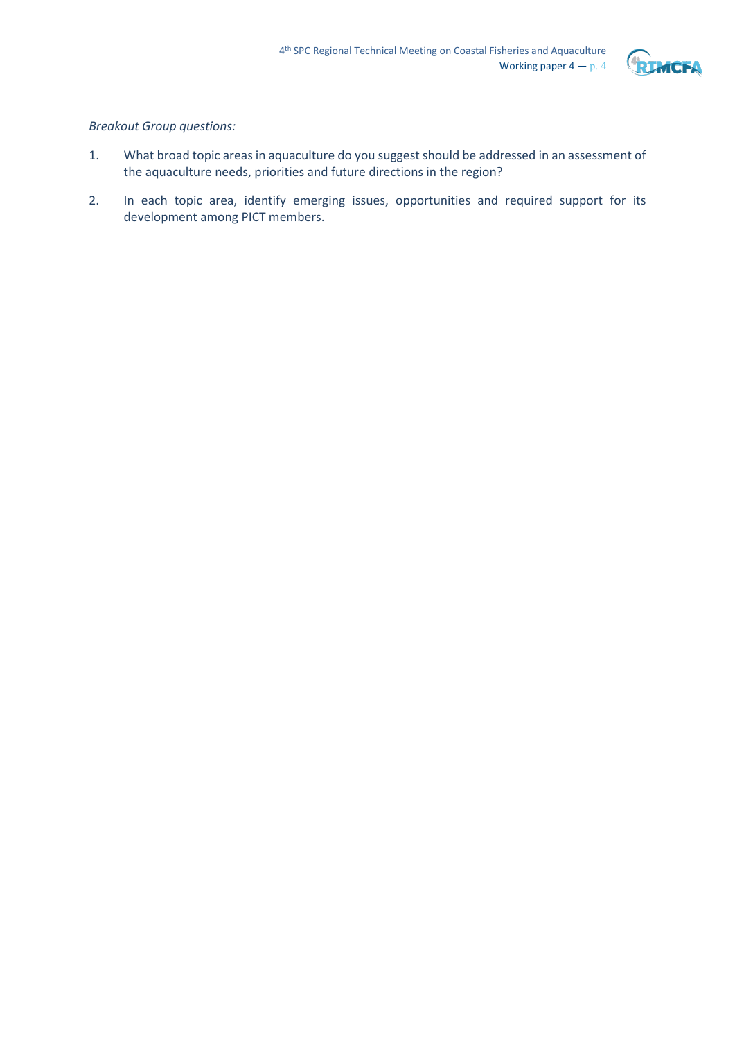*Breakout Group questions:*

1. What broad topic areas in aquaculture do you suggest should be addressed in an assessment of the aquaculture needs, priorities and future directions in the region?

2. In each topic area, identify emerging issues, opportunities and required support for its development among PICT members.